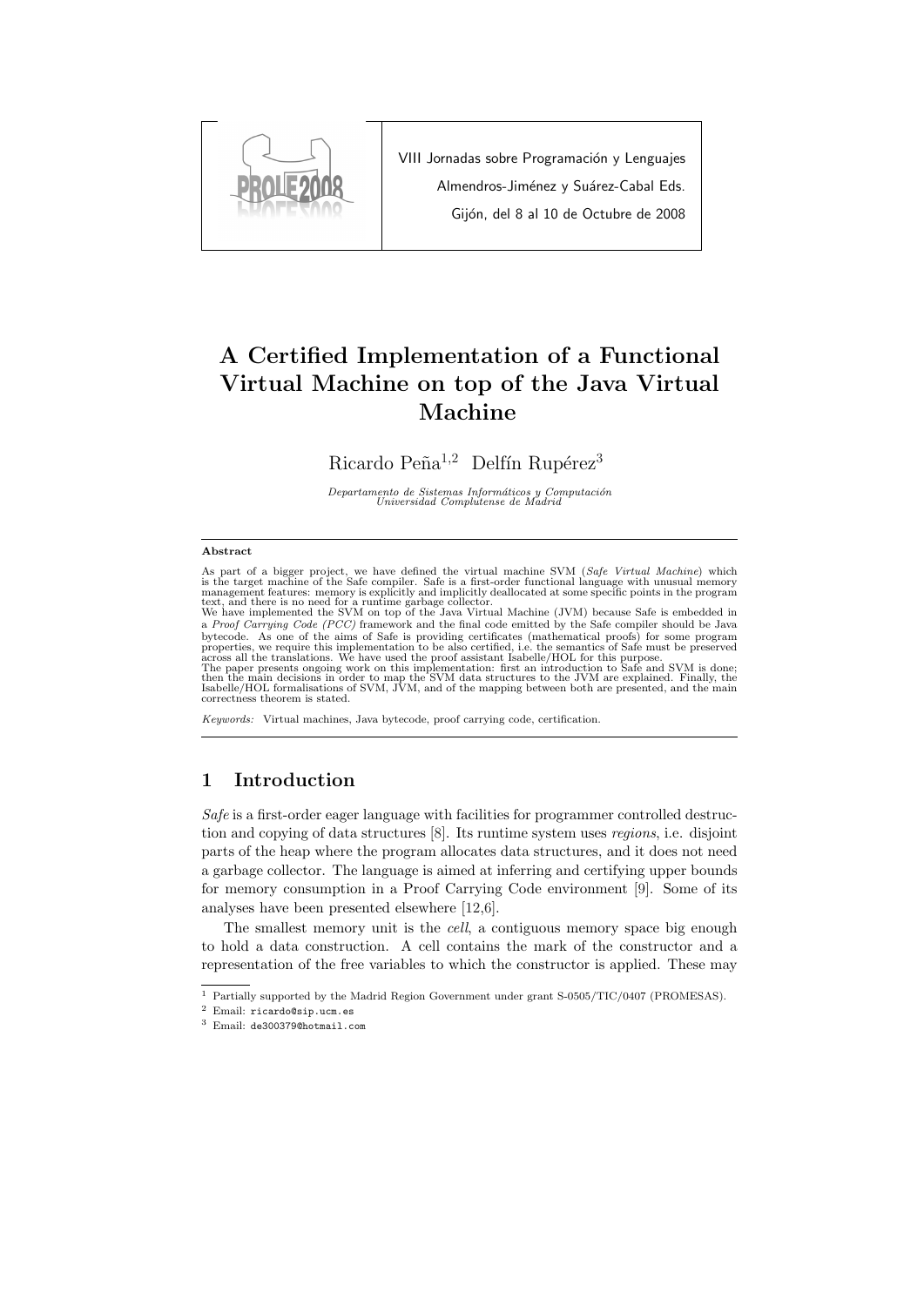VIII Jornadas sobre Programación y Lenguajes

Almendros-Jiménez y Suárez-Cabal Eds.

Gijón, del 8 al 10 de Octubre de 2008

# A Certified Implementation of a Functional Virtual Machine on top of the Java Virtual Machine

Ricardo Peña[1,2] Delfín Rupérez[3]

*Departamento de Sistemas Informáticos y Computación*
*Universidad Complutense de Madrid*

---

**Abstract**

As part of a bigger project, we have defined the virtual machine SVM (*Safe Virtual Machine*) which is the target machine of the Safe compiler. Safe is a first-order functional language with unusual memory management features: memory is explicitly and implicitly deallocated at some specific points in the program text, and there is no need for a runtime garbage collector.
We have implemented the SVM on top of the Java Virtual Machine (JVM) because Safe is embedded in a *Proof Carrying Code (PCC)* framework and the final code emitted by the Safe compiler should be Java bytecode. As one of the aims of Safe is providing certificates (mathematical proofs) for some program properties, we require this implementation to be also certified, i.e. the semantics of Safe must be preserved across all the translations. We have used the proof assistant Isabelle/HOL for this purpose.
The paper presents ongoing work on this implementation: first an introduction to Safe and SVM is done; then the main decisions in order to map the SVM data structures to the JVM are explained. Finally, the Isabelle/HOL formalisations of SVM, JVM, and of the mapping between both are presented, and the main correctness theorem is stated.

*Keywords:* Virtual machines, Java bytecode, proof carrying code, certification.

---

## 1 Introduction

*Safe* is a first-order eager language with facilities for programmer controlled destruction and copying of data structures [8]. Its runtime system uses *regions*, i.e. disjoint parts of the heap where the program allocates data structures, and it does not need a garbage collector. The language is aimed at inferring and certifying upper bounds for memory consumption in a Proof Carrying Code environment [9]. Some of its analyses have been presented elsewhere [12,6].

The smallest memory unit is the *cell*, a contiguous memory space big enough to hold a data construction. A cell contains the mark of the constructor and a representation of the free variables to which the constructor is applied. These may

---

[1] Partially supported by the Madrid Region Government under grant S-0505/TIC/0407 (PROMESAS).

[2] Email: ricardo@sip.ucm.es

[3] Email: de300379@hotmail.com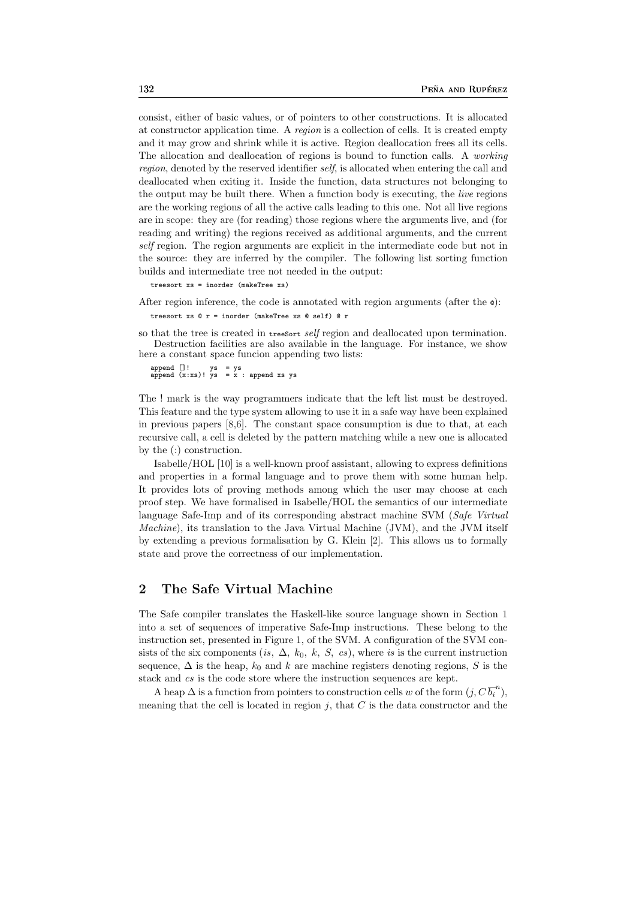consist, either of basic values, or of pointers to other constructions. It is allocated at constructor application time. A *region* is a collection of cells. It is created empty and it may grow and shrink while it is active. Region deallocation frees all its cells. The allocation and deallocation of regions is bound to function calls. A *working region*, denoted by the reserved identifier *self*, is allocated when entering the call and deallocated when exiting it. Inside the function, data structures not belonging to the output may be built there. When a function body is executing, the *live* regions are the working regions of all the active calls leading to this one. Not all live regions are in scope: they are (for reading) those regions where the arguments live, and (for reading and writing) the regions received as additional arguments, and the current *self* region. The region arguments are explicit in the intermediate code but not in the source: they are inferred by the compiler. The following list sorting function builds and intermediate tree not needed in the output:

```
treesort xs = inorder (makeTree xs)
```

After region inference, the code is annotated with region arguments (after the @):

```
treesort xs @ r = inorder (makeTree xs @ self) @ r
```

so that the tree is created in `treeSort` *self* region and deallocated upon termination.

Destruction facilities are also available in the language. For instance, we show here a constant space funcion appending two lists:

```
append []!     ys  = ys
append (x:xs)! ys  = x : append xs ys
```

The ! mark is the way programmers indicate that the left list must be destroyed. This feature and the type system allowing to use it in a safe way have been explained in previous papers [8,6]. The constant space consumption is due to that, at each recursive call, a cell is deleted by the pattern matching while a new one is allocated by the (:) construction.

Isabelle/HOL [10] is a well-known proof assistant, allowing to express definitions and properties in a formal language and to prove them with some human help. It provides lots of proving methods among which the user may choose at each proof step. We have formalised in Isabelle/HOL the semantics of our intermediate language Safe-Imp and of its corresponding abstract machine SVM (*Safe Virtual Machine*), its translation to the Java Virtual Machine (JVM), and the JVM itself by extending a previous formalisation by G. Klein [2]. This allows us to formally state and prove the correctness of our implementation.

## 2 The Safe Virtual Machine

The Safe compiler translates the Haskell-like source language shown in Section 1 into a set of sequences of imperative Safe-Imp instructions. These belong to the instruction set, presented in Figure 1, of the SVM. A configuration of the SVM consists of the six components $(is,\ \Delta,\ k_0,\ k,\ S,\ cs)$, where $is$ is the current instruction sequence, $\Delta$ is the heap, $k_0$ and $k$ are machine registers denoting regions, $S$ is the stack and $cs$ is the code store where the instruction sequences are kept.

A heap $\Delta$ is a function from pointers to construction cells $w$ of the form $(j, C\,\overline{b_i}^n)$, meaning that the cell is located in region $j$, that $C$ is the data constructor and the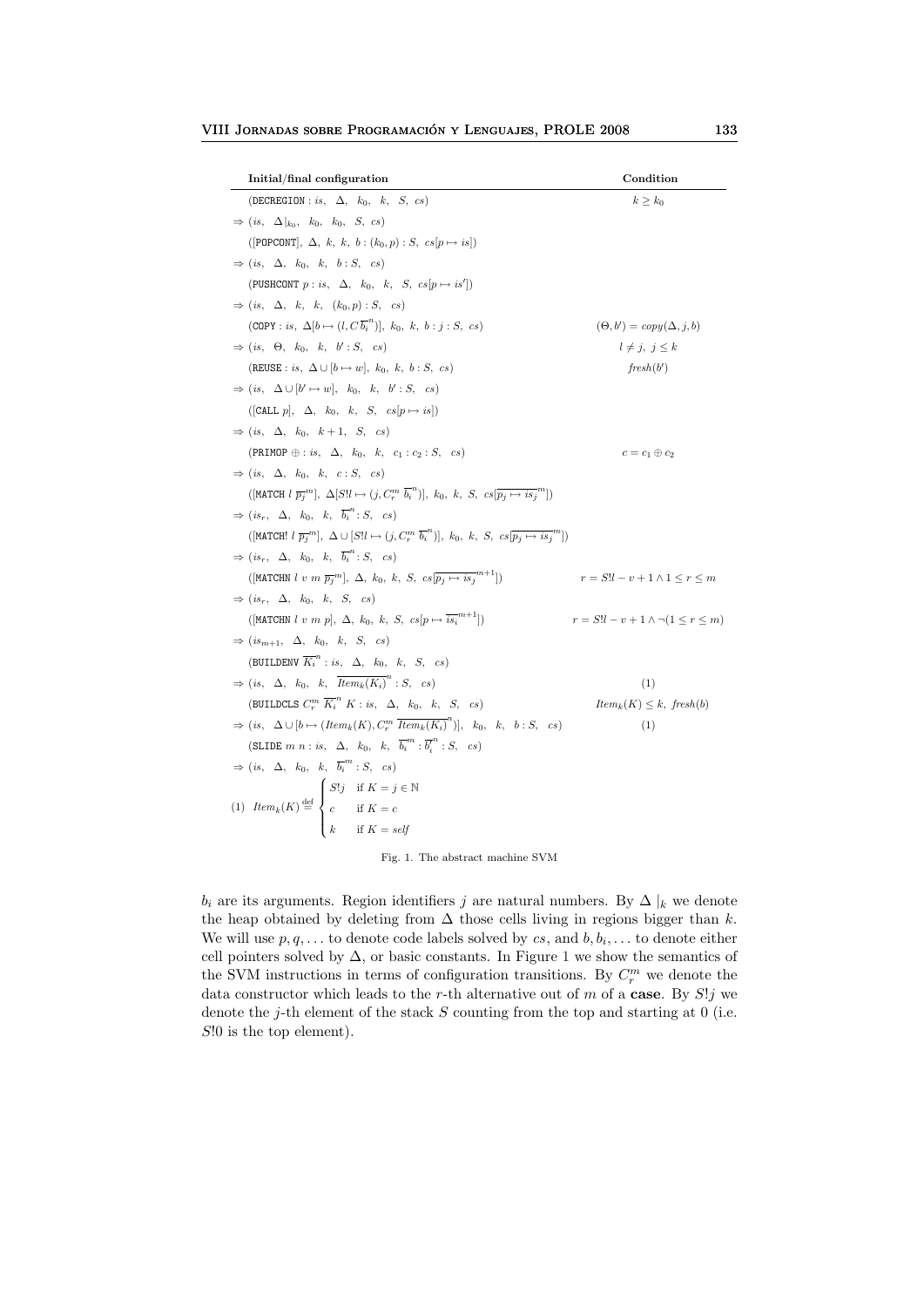| Initial/final configuration | Condition |
|---|---|
| $(\texttt{DECREGION} : is,\ \ \Delta,\ \ k_0,\ \ k,\ \ S,\ \ cs)$ | $k \geq k_0$ |
| $\Rightarrow (is,\ \ \Delta\|_{k_0},\ \ k_0,\ \ k_0,\ \ S,\ \ cs)$ | |
| $([\texttt{POPCONT}],\ \Delta,\ k,\ k,\ b : (k_0, p) : S,\ cs[p \mapsto is])$ | |
| $\Rightarrow (is,\ \ \Delta,\ \ k_0,\ \ k,\ \ b : S,\ \ cs)$ | |
| $(\texttt{PUSHCONT}\ p : is,\ \ \Delta,\ \ k_0,\ \ k,\ \ S,\ \ cs[p \mapsto is'])$ | |
| $\Rightarrow (is,\ \ \Delta,\ \ k,\ \ k,\ \ (k_0, p) : S,\ \ cs)$ | |
| $(\texttt{COPY} : is,\ \Delta[b \mapsto (l, C\,\overline{b_i}^n)],\ k_0,\ k,\ b : j : S,\ cs)$ | $(\Theta, b') = copy(\Delta, j, b)$ |
| $\Rightarrow (is,\ \ \Theta,\ \ k_0,\ \ k,\ \ b' : S,\ \ cs)$ | $l \neq j,\ j \leq k$ |
| $(\texttt{REUSE} : is,\ \Delta \cup [b \mapsto w],\ k_0,\ k,\ b : S,\ cs)$ | $fresh(b')$ |
| $\Rightarrow (is,\ \ \Delta \cup [b' \mapsto w],\ \ k_0,\ \ k,\ \ b' : S,\ \ cs)$ | |
| $([\texttt{CALL}\ p],\ \ \Delta,\ \ k_0,\ \ k,\ \ S,\ \ cs[p \mapsto is])$ | |
| $\Rightarrow (is,\ \ \Delta,\ \ k_0,\ \ k+1,\ \ S,\ \ cs)$ | |
| $(\texttt{PRIMOP} \oplus : is,\ \ \Delta,\ \ k_0,\ \ k,\ \ c_1 : c_2 : S,\ \ cs)$ | $c = c_1 \oplus c_2$ |
| $\Rightarrow (is,\ \ \Delta,\ \ k_0,\ \ k,\ \ c : S,\ \ cs)$ | |
| $([\texttt{MATCH}\ l\ \overline{p_j}^m],\ \Delta[S!l \mapsto (j, C_r^m\ \overline{b_i}^n)],\ k_0,\ k,\ S,\ cs[\overline{p_j \mapsto is_j}^m])$ | |
| $\Rightarrow (is_r,\ \ \Delta,\ \ k_0,\ \ k,\ \ \overline{b_i}^n : S,\ \ cs)$ | |
| $([\texttt{MATCH!}\ l\ \overline{p_j}^m],\ \Delta \cup [S!l \mapsto (j, C_r^m\ \overline{b_i}^n)],\ k_0,\ k,\ S,\ cs[\overline{p_j \mapsto is_j}^m])$ | |
| $\Rightarrow (is_r,\ \ \Delta,\ \ k_0,\ \ k,\ \ \overline{b_i}^n : S,\ \ cs)$ | |
| $([\texttt{MATCHN}\ l\ v\ m\ \overline{p_j}^m],\ \Delta,\ k_0,\ k,\ S,\ cs[\overline{p_j \mapsto is_j}^{m+1}])$ | $r = S!l - v + 1 \wedge 1 \leq r \leq m$ |
| $\Rightarrow (is_r,\ \ \Delta,\ \ k_0,\ \ k,\ \ S,\ \ cs)$ | |
| $([\texttt{MATCHN}\ l\ v\ m\ p],\ \Delta,\ k_0,\ k,\ S,\ cs[p \mapsto \overline{is_i}^{m+1}])$ | $r = S!l - v + 1 \wedge \neg(1 \leq r \leq m)$ |
| $\Rightarrow (is_{m+1},\ \ \Delta,\ \ k_0,\ \ k,\ \ S,\ \ cs)$ | |
| $(\texttt{BUILDENV}\ \overline{K_i}^n : is,\ \ \Delta,\ \ k_0,\ \ k,\ \ S,\ \ cs)$ | |
| $\Rightarrow (is,\ \ \Delta,\ \ k_0,\ \ k,\ \ \overline{Item_k(K_i)}^n : S,\ \ cs)$ | (1) |
| $(\texttt{BUILDCLS}\ C_r^m\ \overline{K_i}^n\ K : is,\ \ \Delta,\ \ k_0,\ \ k,\ \ S,\ \ cs)$ | $Item_k(K) \leq k,\ fresh(b)$ |
| $\Rightarrow (is,\ \ \Delta \cup [b \mapsto (Item_k(K), C_r^m\ \overline{Item_k(K_i)}^n)],\ \ k_0,\ \ k,\ \ b : S,\ \ cs)$ | (1) |
| $(\texttt{SLIDE}\ m\ n : is,\ \ \Delta,\ \ k_0,\ \ k,\ \ \overline{b_i}^m : \overline{b_i'}^n : S,\ \ cs)$ | |
| $\Rightarrow (is,\ \ \Delta,\ \ k_0,\ \ k,\ \ \overline{b_i}^m : S,\ \ cs)$ | |

$$(1)\ \ Item_k(K) \stackrel{\text{def}}{=} \begin{cases} S!j & \text{if } K = j \in \mathbb{N} \\ c & \text{if } K = c \\ k & \text{if } K = self \end{cases}$$

Fig. 1. The abstract machine SVM

$b_i$ are its arguments. Region identifiers $j$ are natural numbers. By $\Delta\mid_k$ we denote the heap obtained by deleting from $\Delta$ those cells living in regions bigger than $k$. We will use $p, q, \ldots$ to denote code labels solved by $cs$, and $b, b_i, \ldots$ to denote either cell pointers solved by $\Delta$, or basic constants. In Figure 1 we show the semantics of the SVM instructions in terms of configuration transitions. By $C_r^m$ we denote the data constructor which leads to the $r$-th alternative out of $m$ of a **case**. By $S!j$ we denote the $j$-th element of the stack $S$ counting from the top and starting at 0 (i.e. $S!0$ is the top element).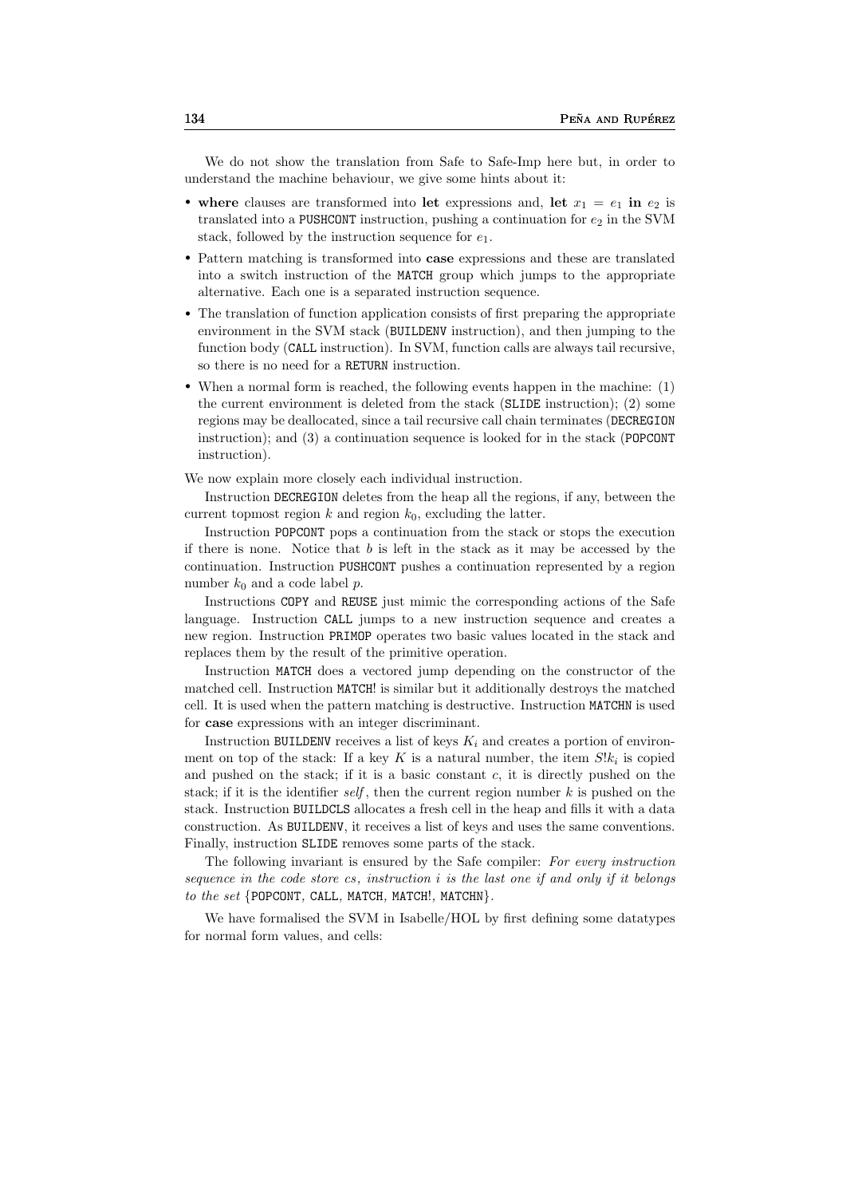We do not show the translation from Safe to Safe-Imp here but, in order to understand the machine behaviour, we give some hints about it:

- **where** clauses are transformed into **let** expressions and, **let** $x_1 = e_1$ **in** $e_2$ is translated into a `PUSHCONT` instruction, pushing a continuation for $e_2$ in the SVM stack, followed by the instruction sequence for $e_1$.
- Pattern matching is transformed into **case** expressions and these are translated into a switch instruction of the `MATCH` group which jumps to the appropriate alternative. Each one is a separated instruction sequence.
- The translation of function application consists of first preparing the appropriate environment in the SVM stack (`BUILDENV` instruction), and then jumping to the function body (`CALL` instruction). In SVM, function calls are always tail recursive, so there is no need for a `RETURN` instruction.
- When a normal form is reached, the following events happen in the machine: (1) the current environment is deleted from the stack (`SLIDE` instruction); (2) some regions may be deallocated, since a tail recursive call chain terminates (`DECREGION` instruction); and (3) a continuation sequence is looked for in the stack (`POPCONT` instruction).

We now explain more closely each individual instruction.

Instruction `DECREGION` deletes from the heap all the regions, if any, between the current topmost region $k$ and region $k_0$, excluding the latter.

Instruction `POPCONT` pops a continuation from the stack or stops the execution if there is none. Notice that $b$ is left in the stack as it may be accessed by the continuation. Instruction `PUSHCONT` pushes a continuation represented by a region number $k_0$ and a code label $p$.

Instructions `COPY` and `REUSE` just mimic the corresponding actions of the Safe language. Instruction `CALL` jumps to a new instruction sequence and creates a new region. Instruction `PRIMOP` operates two basic values located in the stack and replaces them by the result of the primitive operation.

Instruction `MATCH` does a vectored jump depending on the constructor of the matched cell. Instruction `MATCH!` is similar but it additionally destroys the matched cell. It is used when the pattern matching is destructive. Instruction `MATCHN` is used for **case** expressions with an integer discriminant.

Instruction `BUILDENV` receives a list of keys $K_i$ and creates a portion of environment on top of the stack: If a key $K$ is a natural number, the item $S!k_i$ is copied and pushed on the stack; if it is a basic constant $c$, it is directly pushed on the stack; if it is the identifier *self*, then the current region number $k$ is pushed on the stack. Instruction `BUILDCLS` allocates a fresh cell in the heap and fills it with a data construction. As `BUILDENV`, it receives a list of keys and uses the same conventions. Finally, instruction `SLIDE` removes some parts of the stack.

The following invariant is ensured by the Safe compiler: *For every instruction sequence in the code store cs, instruction i is the last one if and only if it belongs to the set* {`POPCONT`, `CALL`, `MATCH`, `MATCH!`, `MATCHN`}.

We have formalised the SVM in Isabelle/HOL by first defining some datatypes for normal form values, and cells: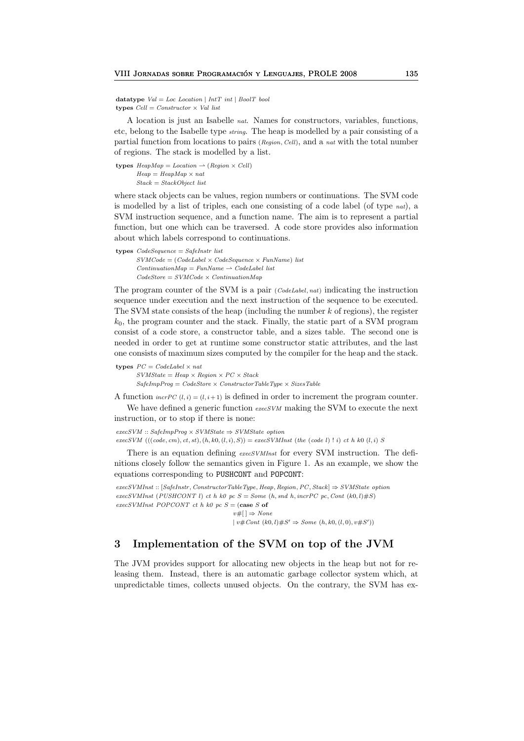**datatype** *Val* = *Loc Location* | *IntT int* | *BoolT bool*
**types** *Cell* = *Constructor* × *Val list*

A location is just an Isabelle *nat*. Names for constructors, variables, functions, etc, belong to the Isabelle type *string*. The heap is modelled by a pair consisting of a partial function from locations to pairs (*Region*, *Cell*), and a *nat* with the total number of regions. The stack is modelled by a list.

```
types HeapMap = Location ⇀ (Region × Cell)
      Heap = HeapMap × nat
      Stack = StackObject list
```

where stack objects can be values, region numbers or continuations. The SVM code is modelled by a list of triples, each one consisting of a code label (of type *nat*), a SVM instruction sequence, and a function name. The aim is to represent a partial function, but one which can be traversed. A code store provides also information about which labels correspond to continuations.

```
types CodeSequence = SafeInstr list
      SVMCode = (CodeLabel × CodeSequence × FunName) list
      ContinuationMap = FunName ⇀ CodeLabel list
      CodeStore = SVMCode × ContinuationMap
```

The program counter of the SVM is a pair (*CodeLabel*, *nat*) indicating the instruction sequence under execution and the next instruction of the sequence to be executed. The SVM state consists of the heap (including the number $k$ of regions), the register $k_0$, the program counter and the stack. Finally, the static part of a SVM program consist of a code store, a constructor table, and a sizes table. The second one is needed in order to get at runtime some constructor static attributes, and the last one consists of maximum sizes computed by the compiler for the heap and the stack.

```
types PC = CodeLabel × nat
      SVMState = Heap × Region × PC × Stack
      SafeImpProg = CodeStore × ConstructorTableType × SizesTable
```

A function $incrPC\ (l, i) = (l, i+1)$ is defined in order to increment the program counter.

We have defined a generic function *execSVM* making the SVM to execute the next instruction, or to stop if there is none:

```
execSVM :: SafeImpProg × SVMState ⇒ SVMState option
execSVM (((code, cm), ct, st), (h, k0, (l, i), S)) = execSVMInst (the (code l) ! i) ct h k0 (l, i) S
```

There is an equation defining *execSVMInst* for every SVM instruction. The definitions closely follow the semantics given in Figure 1. As an example, we show the equations corresponding to `PUSHCONT` and `POPCONT`:

```
execSVMInst :: [SafeInstr, ConstructorTableType, Heap, Region, PC, Stack] ⇒ SVMState option
execSVMInst (PUSHCONT l) ct h k0 pc S = Some (h, snd h, incrPC pc, Cont (k0, l)#S)
execSVMInst POPCONT ct h k0 pc S = (case S of
                                      v#[] ⇒ None
                                    | v#Cont (k0, l)#S' ⇒ Some (h, k0, (l, 0), v#S'))
```

## 3 Implementation of the SVM on top of the JVM

The JVM provides support for allocating new objects in the heap but not for releasing them. Instead, there is an automatic garbage collector system which, at unpredictable times, collects unused objects. On the contrary, the SVM has ex-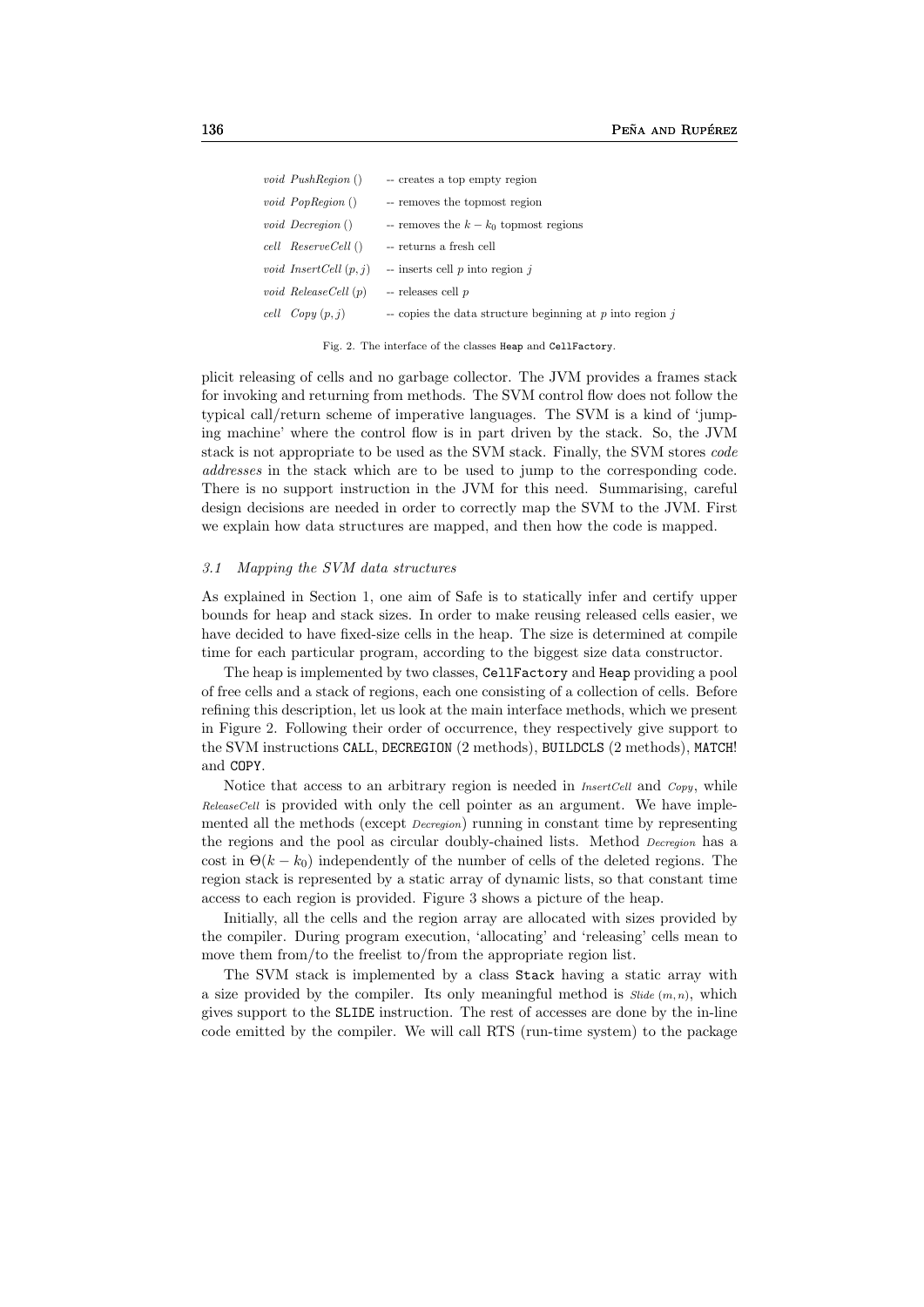| | |
|---|---|
| *void PushRegion* () | -- creates a top empty region |
| *void PopRegion* () | -- removes the topmost region |
| *void Decregion* () | -- removes the $k - k_0$ topmost regions |
| *cell ReserveCell* () | -- returns a fresh cell |
| *void InsertCell* $(p, j)$ | -- inserts cell $p$ into region $j$ |
| *void ReleaseCell* $(p)$ | -- releases cell $p$ |
| *cell Copy* $(p, j)$ | -- copies the data structure beginning at $p$ into region $j$ |

Fig. 2. The interface of the classes `Heap` and `CellFactory`.

plicit releasing of cells and no garbage collector. The JVM provides a frames stack for invoking and returning from methods. The SVM control flow does not follow the typical call/return scheme of imperative languages. The SVM is a kind of 'jumping machine' where the control flow is in part driven by the stack. So, the JVM stack is not appropriate to be used as the SVM stack. Finally, the SVM stores *code addresses* in the stack which are to be used to jump to the corresponding code. There is no support instruction in the JVM for this need. Summarising, careful design decisions are needed in order to correctly map the SVM to the JVM. First we explain how data structures are mapped, and then how the code is mapped.

### *3.1 Mapping the SVM data structures*

As explained in Section 1, one aim of Safe is to statically infer and certify upper bounds for heap and stack sizes. In order to make reusing released cells easier, we have decided to have fixed-size cells in the heap. The size is determined at compile time for each particular program, according to the biggest size data constructor.

The heap is implemented by two classes, `CellFactory` and `Heap` providing a pool of free cells and a stack of regions, each one consisting of a collection of cells. Before refining this description, let us look at the main interface methods, which we present in Figure 2. Following their order of occurrence, they respectively give support to the SVM instructions `CALL`, `DECREGION` (2 methods), `BUILDCLS` (2 methods), `MATCH!` and `COPY`.

Notice that access to an arbitrary region is needed in *InsertCell* and *Copy*, while *ReleaseCell* is provided with only the cell pointer as an argument. We have implemented all the methods (except *Decregion*) running in constant time by representing the regions and the pool as circular doubly-chained lists. Method *Decregion* has a cost in $\Theta(k - k_0)$ independently of the number of cells of the deleted regions. The region stack is represented by a static array of dynamic lists, so that constant time access to each region is provided. Figure 3 shows a picture of the heap.

Initially, all the cells and the region array are allocated with sizes provided by the compiler. During program execution, 'allocating' and 'releasing' cells mean to move them from/to the freelist to/from the appropriate region list.

The SVM stack is implemented by a class `Stack` having a static array with a size provided by the compiler. Its only meaningful method is *Slide* $(m, n)$, which gives support to the `SLIDE` instruction. The rest of accesses are done by the in-line code emitted by the compiler. We will call RTS (run-time system) to the package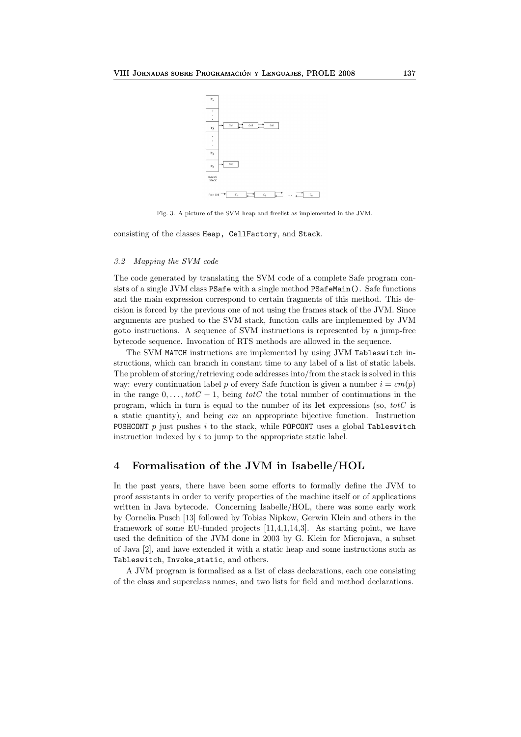Fig. 3. A picture of the SVM heap and freelist as implemented in the JVM.

consisting of the classes `Heap, CellFactory`, and `Stack`.

### *3.2 Mapping the SVM code*

The code generated by translating the SVM code of a complete Safe program consists of a single JVM class `PSafe` with a single method `PSafeMain()`. Safe functions and the main expression correspond to certain fragments of this method. This decision is forced by the previous one of not using the frames stack of the JVM. Since arguments are pushed to the SVM stack, function calls are implemented by JVM `goto` instructions. A sequence of SVM instructions is represented by a jump-free bytecode sequence. Invocation of RTS methods are allowed in the sequence.

The SVM `MATCH` instructions are implemented by using JVM `Tableswitch` instructions, which can branch in constant time to any label of a list of static labels. The problem of storing/retrieving code addresses into/from the stack is solved in this way: every continuation label $p$ of every Safe function is given a number $i = cm(p)$ in the range $0, \ldots, totC - 1$, being $totC$ the total number of continuations in the program, which in turn is equal to the number of its **let** expressions (so, $totC$ is a static quantity), and being $cm$ an appropriate bijective function. Instruction `PUSHCONT` $p$ just pushes $i$ to the stack, while `POPCONT` uses a global `Tableswitch` instruction indexed by $i$ to jump to the appropriate static label.

## 4 Formalisation of the JVM in Isabelle/HOL

In the past years, there have been some efforts to formally define the JVM to proof assistants in order to verify properties of the machine itself or of applications written in Java bytecode. Concerning Isabelle/HOL, there was some early work by Cornelia Pusch [13] followed by Tobias Nipkow, Gerwin Klein and others in the framework of some EU-funded projects [11,4,1,14,3]. As starting point, we have used the definition of the JVM done in 2003 by G. Klein for Microjava, a subset of Java [2], and have extended it with a static heap and some instructions such as `Tableswitch`, `Invoke_static`, and others.

A JVM program is formalised as a list of class declarations, each one consisting of the class and superclass names, and two lists for field and method declarations.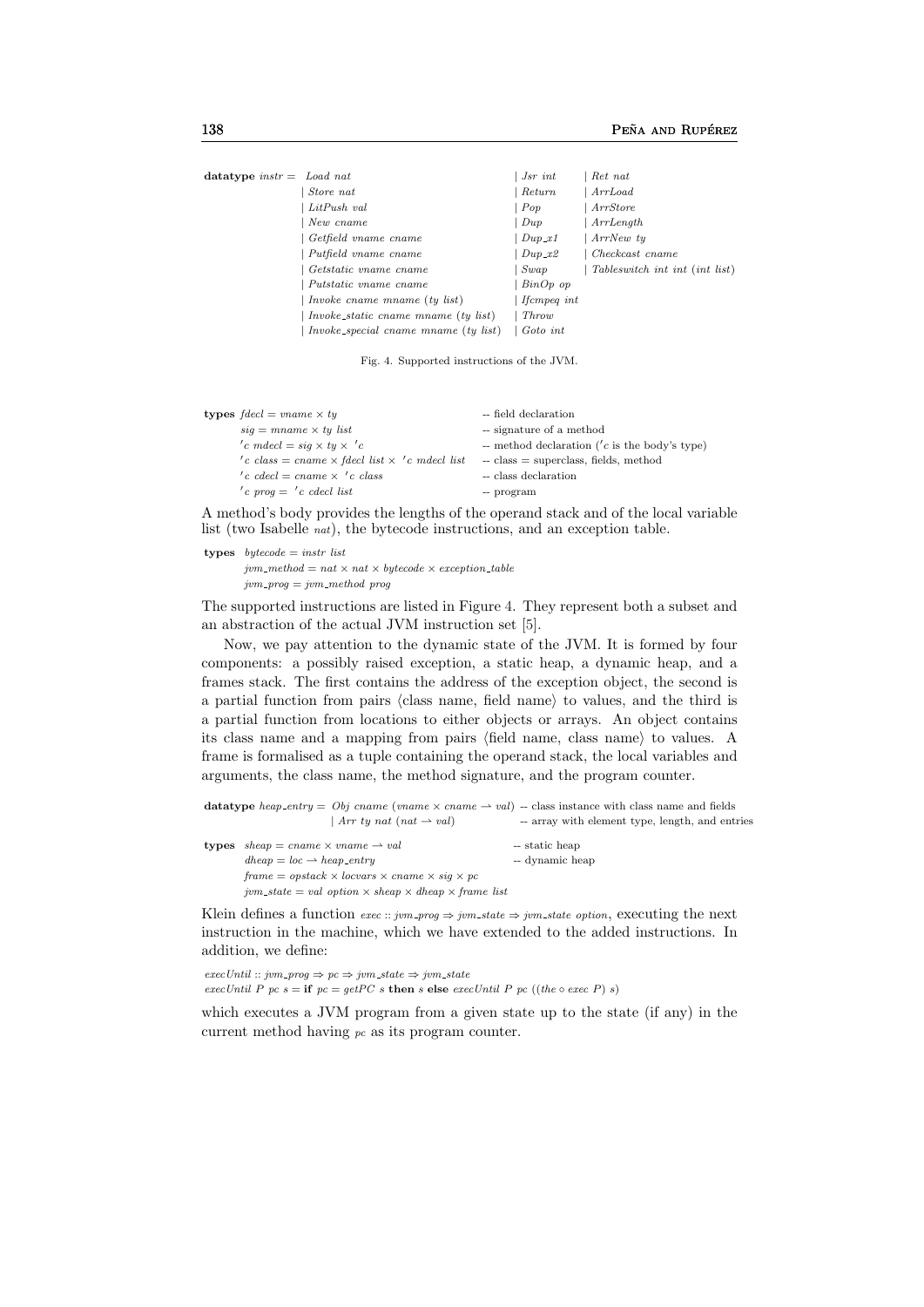```
datatype instr = Load nat                              | Jsr int        | Ret nat
               | Store nat                             | Return         | ArrLoad
               | LitPush val                           | Pop            | ArrStore
               | New cname                             | Dup            | ArrLength
               | Getfield vname cname                  | Dup_x1         | ArrNew ty
               | Putfield vname cname                  | Dup_x2         | Checkcast cname
               | Getstatic vname cname                 | Swap           | Tableswitch int int (int list)
               | Putstatic vname cname                 | BinOp op
               | Invoke cname mname (ty list)          | Ifcmpeq int
               | Invoke_static cname mname (ty list)   | Throw
               | Invoke_special cname mname (ty list)  | Goto int
```

Fig. 4. Supported instructions of the JVM.

```
types fdecl = vname × ty                              -- field declaration
      sig = mname × ty list                           -- signature of a method
      'c mdecl = sig × ty × 'c                        -- method declaration ('c is the body's type)
      'c class = cname × fdecl list × 'c mdecl list   -- class = superclass, fields, method
      'c cdecl = cname × 'c class                     -- class declaration
      'c prog = 'c cdecl list                         -- program
```

A method's body provides the lengths of the operand stack and of the local variable list (two Isabelle *nat*), the bytecode instructions, and an exception table.

```
types bytecode = instr list
      jvm_method = nat × nat × bytecode × exception_table
      jvm_prog = jvm_method prog
```

The supported instructions are listed in Figure 4. They represent both a subset and an abstraction of the actual JVM instruction set [5].

Now, we pay attention to the dynamic state of the JVM. It is formed by four components: a possibly raised exception, a static heap, a dynamic heap, and a frames stack. The first contains the address of the exception object, the second is a partial function from pairs ⟨class name, field name⟩ to values, and the third is a partial function from locations to either objects or arrays. An object contains its class name and a mapping from pairs ⟨field name, class name⟩ to values. A frame is formalised as a tuple containing the operand stack, the local variables and arguments, the class name, the method signature, and the program counter.

```
datatype heap_entry = Obj cname (vname × cname ⇀ val) -- class instance with class name and fields
                    | Arr ty nat (nat ⇀ val)           -- array with element type, length, and entries

types sheap = cname × vname ⇀ val                      -- static heap
      dheap = loc ⇀ heap_entry                         -- dynamic heap
      frame = opstack × locvars × cname × sig × pc
      jvm_state = val option × sheap × dheap × frame list
```

Klein defines a function *exec* :: *jvm_prog* ⇒ *jvm_state* ⇒ *jvm_state option*, executing the next instruction in the machine, which we have extended to the added instructions. In addition, we define:

```
execUntil :: jvm_prog ⇒ pc ⇒ jvm_state ⇒ jvm_state
execUntil P pc s = if pc = getPC s then s else execUntil P pc ((the ∘ exec P) s)
```

which executes a JVM program from a given state up to the state (if any) in the current method having *pc* as its program counter.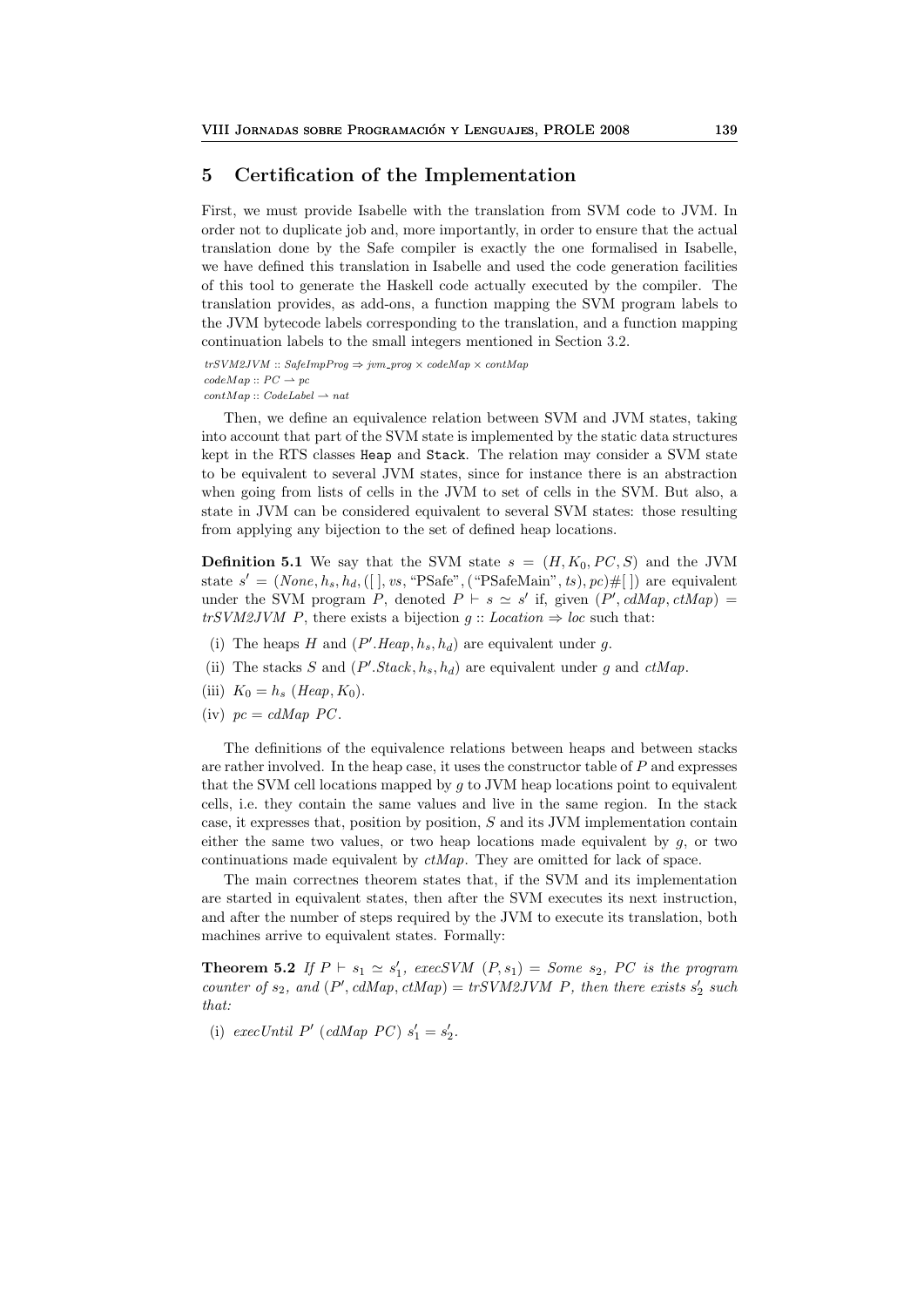## 5 Certification of the Implementation

First, we must provide Isabelle with the translation from SVM code to JVM. In order not to duplicate job and, more importantly, in order to ensure that the actual translation done by the Safe compiler is exactly the one formalised in Isabelle, we have defined this translation in Isabelle and used the code generation facilities of this tool to generate the Haskell code actually executed by the compiler. The translation provides, as add-ons, a function mapping the SVM program labels to the JVM bytecode labels corresponding to the translation, and a function mapping continuation labels to the small integers mentioned in Section 3.2.

$trSVM2JVM :: SafeImpProg \Rightarrow jvm\_prog \times codeMap \times contMap$
$codeMap :: PC \rightharpoonup pc$
$contMap :: CodeLabel \rightharpoonup nat$

Then, we define an equivalence relation between SVM and JVM states, taking into account that part of the SVM state is implemented by the static data structures kept in the RTS classes `Heap` and `Stack`. The relation may consider a SVM state to be equivalent to several JVM states, since for instance there is an abstraction when going from lists of cells in the JVM to set of cells in the SVM. But also, a state in JVM can be considered equivalent to several SVM states: those resulting from applying any bijection to the set of defined heap locations.

**Definition 5.1** We say that the SVM state $s = (H, K_0, PC, S)$ and the JVM state $s' = (None, h_s, h_d, ([\,], vs, \text{"PSafe"}, (\text{"PSafeMain"}, ts), pc)\#[\,])$ are equivalent under the SVM program $P$, denoted $P \vdash s \simeq s'$ if, given $(P', cdMap, ctMap) = trSVM2JVM\ P$, there exists a bijection $g :: Location \Rightarrow loc$ such that:

(i) The heaps $H$ and $(P'.Heap, h_s, h_d)$ are equivalent under $g$.

(ii) The stacks $S$ and $(P'.Stack, h_s, h_d)$ are equivalent under $g$ and $ctMap$.

(iii) $K_0 = h_s\ (Heap, K_0)$.

(iv) $pc = cdMap\ PC$.

The definitions of the equivalence relations between heaps and between stacks are rather involved. In the heap case, it uses the constructor table of $P$ and expresses that the SVM cell locations mapped by $g$ to JVM heap locations point to equivalent cells, i.e. they contain the same values and live in the same region. In the stack case, it expresses that, position by position, $S$ and its JVM implementation contain either the same two values, or two heap locations made equivalent by $g$, or two continuations made equivalent by $ctMap$. They are omitted for lack of space.

The main correctnes theorem states that, if the SVM and its implementation are started in equivalent states, then after the SVM executes its next instruction, and after the number of steps required by the JVM to execute its translation, both machines arrive to equivalent states. Formally:

**Theorem 5.2** *If $P \vdash s_1 \simeq s_1'$, $execSVM\ (P, s_1) = Some\ s_2$, $PC$ is the program counter of $s_2$, and $(P', cdMap, ctMap) = trSVM2JVM\ P$, then there exists $s_2'$ such that:*

(i) $execUntil\ P'\ (cdMap\ PC)\ s_1' = s_2'$.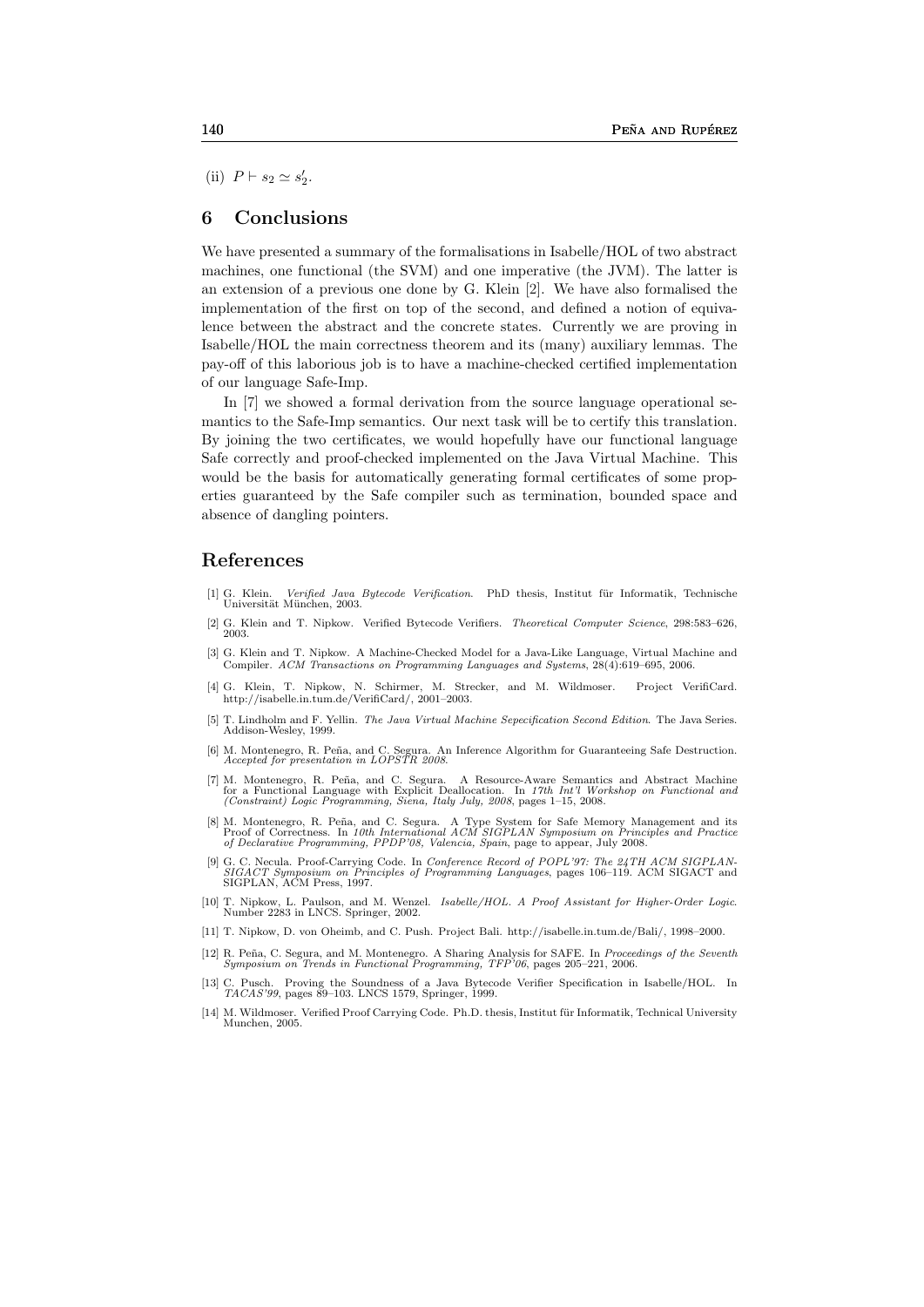(ii) $P \vdash s_2 \simeq s'_2$.

## 6 Conclusions

We have presented a summary of the formalisations in Isabelle/HOL of two abstract machines, one functional (the SVM) and one imperative (the JVM). The latter is an extension of a previous one done by G. Klein [2]. We have also formalised the implementation of the first on top of the second, and defined a notion of equivalence between the abstract and the concrete states. Currently we are proving in Isabelle/HOL the main correctness theorem and its (many) auxiliary lemmas. The pay-off of this laborious job is to have a machine-checked certified implementation of our language Safe-Imp.

In [7] we showed a formal derivation from the source language operational semantics to the Safe-Imp semantics. Our next task will be to certify this translation. By joining the two certificates, we would hopefully have our functional language Safe correctly and proof-checked implemented on the Java Virtual Machine. This would be the basis for automatically generating formal certificates of some properties guaranteed by the Safe compiler such as termination, bounded space and absence of dangling pointers.

## References

[1] G. Klein. *Verified Java Bytecode Verification*. PhD thesis, Institut für Informatik, Technische Universität München, 2003.

[2] G. Klein and T. Nipkow. Verified Bytecode Verifiers. *Theoretical Computer Science*, 298:583–626, 2003.

[3] G. Klein and T. Nipkow. A Machine-Checked Model for a Java-Like Language, Virtual Machine and Compiler. *ACM Transactions on Programming Languages and Systems*, 28(4):619–695, 2006.

[4] G. Klein, T. Nipkow, N. Schirmer, M. Strecker, and M. Wildmoser. Project VerifiCard. http://isabelle.in.tum.de/VerifiCard/, 2001–2003.

[5] T. Lindholm and F. Yellin. *The Java Virtual Machine Sepecification Second Edition*. The Java Series. Addison-Wesley, 1999.

[6] M. Montenegro, R. Peña, and C. Segura. An Inference Algorithm for Guaranteeing Safe Destruction. *Accepted for presentation in LOPSTR 2008.*

[7] M. Montenegro, R. Peña, and C. Segura. A Resource-Aware Semantics and Abstract Machine for a Functional Language with Explicit Deallocation. In *17th Int'l Workshop on Functional and (Constraint) Logic Programming, Siena, Italy July, 2008*, pages 1–15, 2008.

[8] M. Montenegro, R. Peña, and C. Segura. A Type System for Safe Memory Management and its Proof of Correctness. In *10th International ACM SIGPLAN Symposium on Principles and Practice of Declarative Programming, PPDP'08, Valencia, Spain*, page to appear, July 2008.

[9] G. C. Necula. Proof-Carrying Code. In *Conference Record of POPL'97: The 24TH ACM SIGPLAN-SIGACT Symposium on Principles of Programming Languages*, pages 106–119. ACM SIGACT and SIGPLAN, ACM Press, 1997.

[10] T. Nipkow, L. Paulson, and M. Wenzel. *Isabelle/HOL. A Proof Assistant for Higher-Order Logic*. Number 2283 in LNCS. Springer, 2002.

[11] T. Nipkow, D. von Oheimb, and C. Push. Project Bali. http://isabelle.in.tum.de/Bali/, 1998–2000.

[12] R. Peña, C. Segura, and M. Montenegro. A Sharing Analysis for SAFE. In *Proceedings of the Seventh Symposium on Trends in Functional Programming, TFP'06*, pages 205–221, 2006.

[13] C. Pusch. Proving the Soundness of a Java Bytecode Verifier Specification in Isabelle/HOL. In *TACAS'99*, pages 89–103. LNCS 1579, Springer, 1999.

[14] M. Wildmoser. Verified Proof Carrying Code. Ph.D. thesis, Institut für Informatik, Technical University Munchen, 2005.